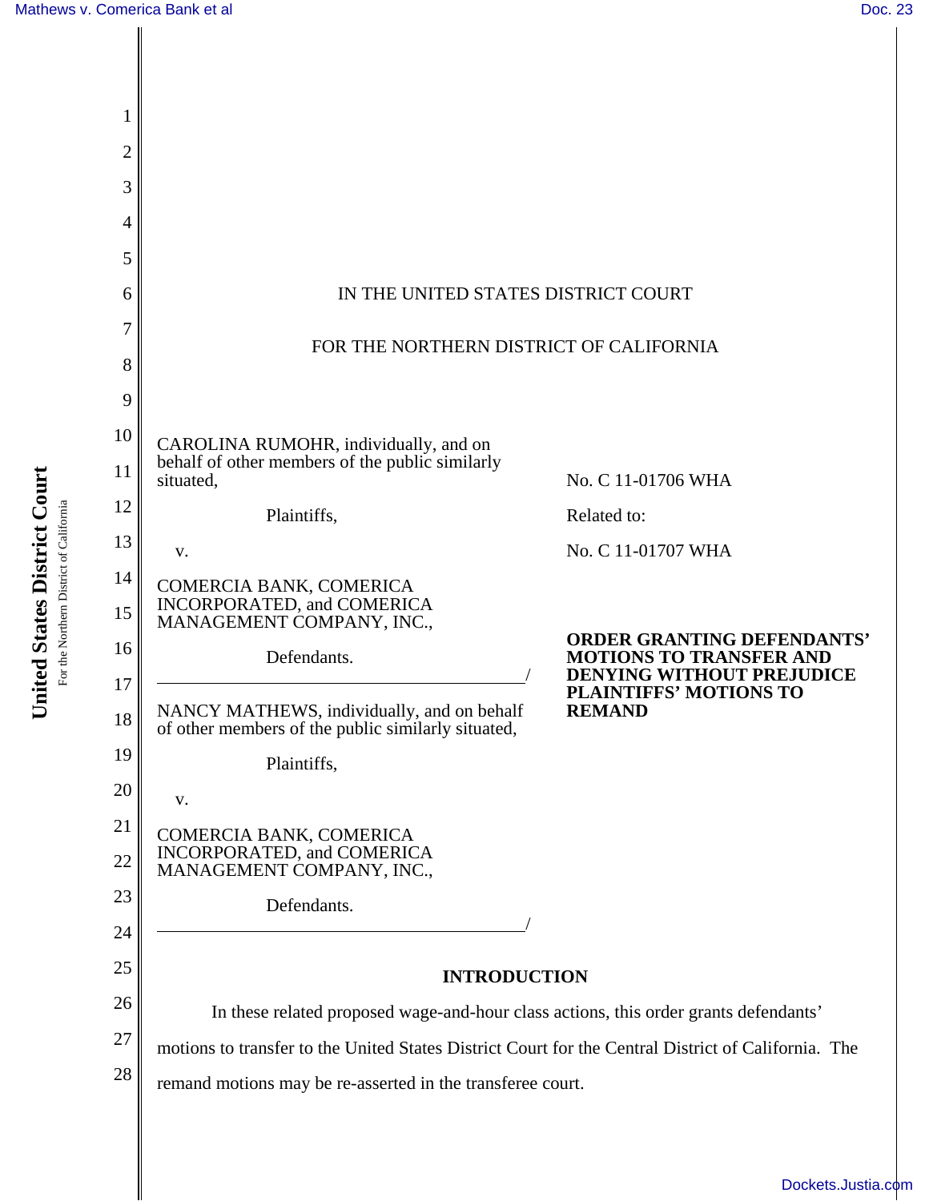IN THE UNITED STATES DISTRICT COURT

FOR THE NORTHERN DISTRICT OF CALIFORNIA

CAROLINA RUMOHR, individually, and on behalf of other members of the public similarly situated,

Plaintiffs,

v.

COMERCIA BANK, COMERICA INCORPORATED, and COMERICA MANAGEMENT COMPANY, INC.,

Defendants.
/

NANCY MATHEWS, individually, and on behalf of other members of the public similarly situated,

Plaintiffs,

v.

COMERCIA BANK, COMERICA INCORPORATED, and COMERICA MANAGEMENT COMPANY, INC.,

Defendants.
/

No. C 11-01706 WHA

Related to:

No. C 11-01707 WHA

**ORDER GRANTING DEFENDANTS' MOTIONS TO TRANSFER AND DENYING WITHOUT PREJUDICE PLAINTIFFS' MOTIONS TO REMAND**

## INTRODUCTION

In these related proposed wage-and-hour class actions, this order grants defendants' motions to transfer to the United States District Court for the Central District of California. The remand motions may be re-asserted in the transferee court.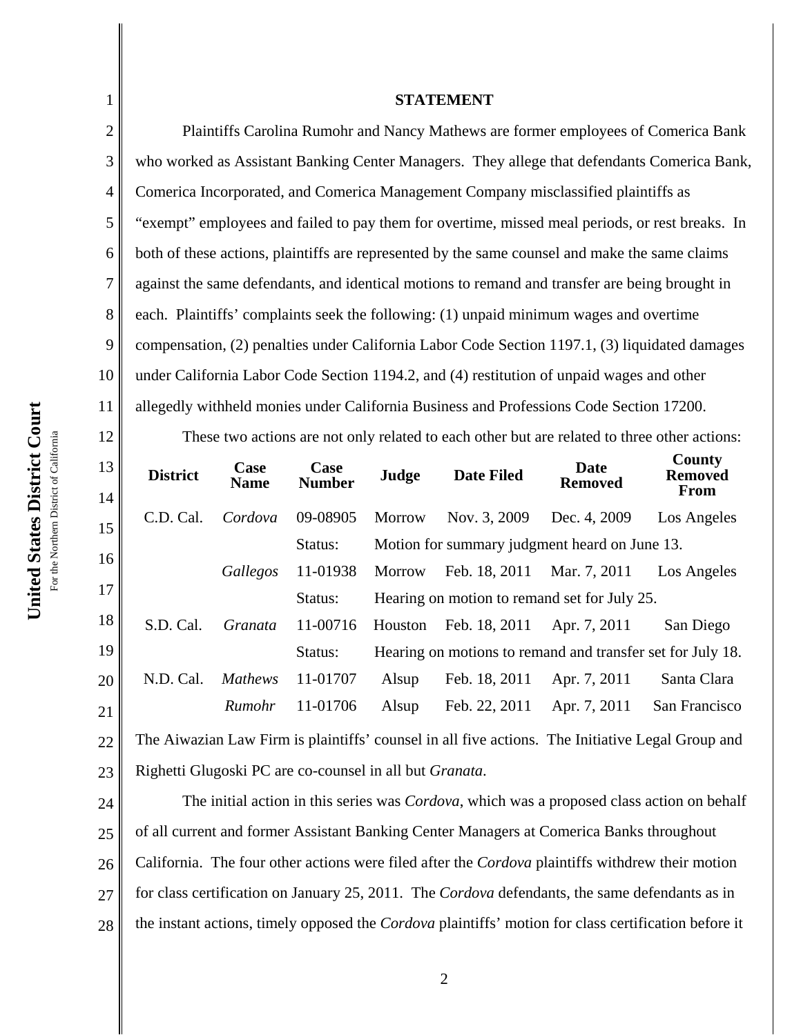## STATEMENT

Plaintiffs Carolina Rumohr and Nancy Mathews are former employees of Comerica Bank who worked as Assistant Banking Center Managers. They allege that defendants Comerica Bank, Comerica Incorporated, and Comerica Management Company misclassified plaintiffs as "exempt" employees and failed to pay them for overtime, missed meal periods, or rest breaks. In both of these actions, plaintiffs are represented by the same counsel and make the same claims against the same defendants, and identical motions to remand and transfer are being brought in each. Plaintiffs' complaints seek the following: (1) unpaid minimum wages and overtime compensation, (2) penalties under California Labor Code Section 1197.1, (3) liquidated damages under California Labor Code Section 1194.2, and (4) restitution of unpaid wages and other allegedly withheld monies under California Business and Professions Code Section 17200.

These two actions are not only related to each other but are related to three other actions:

| District | Case Name | Case Number | Judge | Date Filed | Date Removed | County Removed From |
|---|---|---|---|---|---|---|
| C.D. Cal. | *Cordova* | 09-08905 | Morrow | Nov. 3, 2009 | Dec. 4, 2009 | Los Angeles |
| | | Status: | Motion for summary judgment heard on June 13. | | | |
| | *Gallegos* | 11-01938 | Morrow | Feb. 18, 2011 | Mar. 7, 2011 | Los Angeles |
| | | Status: | Hearing on motion to remand set for July 25. | | | |
| S.D. Cal. | *Granata* | 11-00716 | Houston | Feb. 18, 2011 | Apr. 7, 2011 | San Diego |
| | | Status: | Hearing on motions to remand and transfer set for July 18. | | | |
| N.D. Cal. | *Mathews* | 11-01707 | Alsup | Feb. 18, 2011 | Apr. 7, 2011 | Santa Clara |
| | *Rumohr* | 11-01706 | Alsup | Feb. 22, 2011 | Apr. 7, 2011 | San Francisco |

The Aiwazian Law Firm is plaintiffs' counsel in all five actions. The Initiative Legal Group and Righetti Glugoski PC are co-counsel in all but *Granata*.

The initial action in this series was *Cordova*, which was a proposed class action on behalf of all current and former Assistant Banking Center Managers at Comerica Banks throughout California. The four other actions were filed after the *Cordova* plaintiffs withdrew their motion for class certification on January 25, 2011. The *Cordova* defendants, the same defendants as in the instant actions, timely opposed the *Cordova* plaintiffs' motion for class certification before it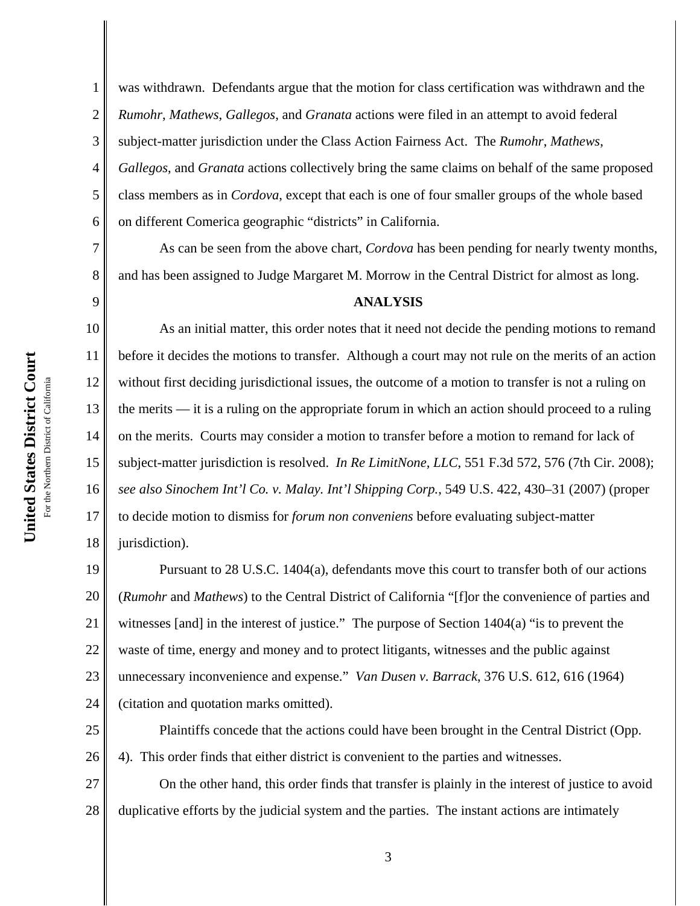was withdrawn. Defendants argue that the motion for class certification was withdrawn and the *Rumohr*, *Mathews*, *Gallegos*, and *Granata* actions were filed in an attempt to avoid federal subject-matter jurisdiction under the Class Action Fairness Act. The *Rumohr*, *Mathews*, *Gallegos*, and *Granata* actions collectively bring the same claims on behalf of the same proposed class members as in *Cordova*, except that each is one of four smaller groups of the whole based on different Comerica geographic "districts" in California.

As can be seen from the above chart, *Cordova* has been pending for nearly twenty months, and has been assigned to Judge Margaret M. Morrow in the Central District for almost as long.

**ANALYSIS**

As an initial matter, this order notes that it need not decide the pending motions to remand before it decides the motions to transfer. Although a court may not rule on the merits of an action without first deciding jurisdictional issues, the outcome of a motion to transfer is not a ruling on the merits — it is a ruling on the appropriate forum in which an action should proceed to a ruling on the merits. Courts may consider a motion to transfer before a motion to remand for lack of subject-matter jurisdiction is resolved. *In Re LimitNone, LLC*, 551 F.3d 572, 576 (7th Cir. 2008); *see also Sinochem Int'l Co. v. Malay. Int'l Shipping Corp.*, 549 U.S. 422, 430–31 (2007) (proper to decide motion to dismiss for *forum non conveniens* before evaluating subject-matter jurisdiction).

Pursuant to 28 U.S.C. 1404(a), defendants move this court to transfer both of our actions (*Rumohr* and *Mathews*) to the Central District of California "[f]or the convenience of parties and witnesses [and] in the interest of justice." The purpose of Section 1404(a) "is to prevent the waste of time, energy and money and to protect litigants, witnesses and the public against unnecessary inconvenience and expense." *Van Dusen v. Barrack*, 376 U.S. 612, 616 (1964) (citation and quotation marks omitted).

Plaintiffs concede that the actions could have been brought in the Central District (Opp. 4). This order finds that either district is convenient to the parties and witnesses.

On the other hand, this order finds that transfer is plainly in the interest of justice to avoid duplicative efforts by the judicial system and the parties. The instant actions are intimately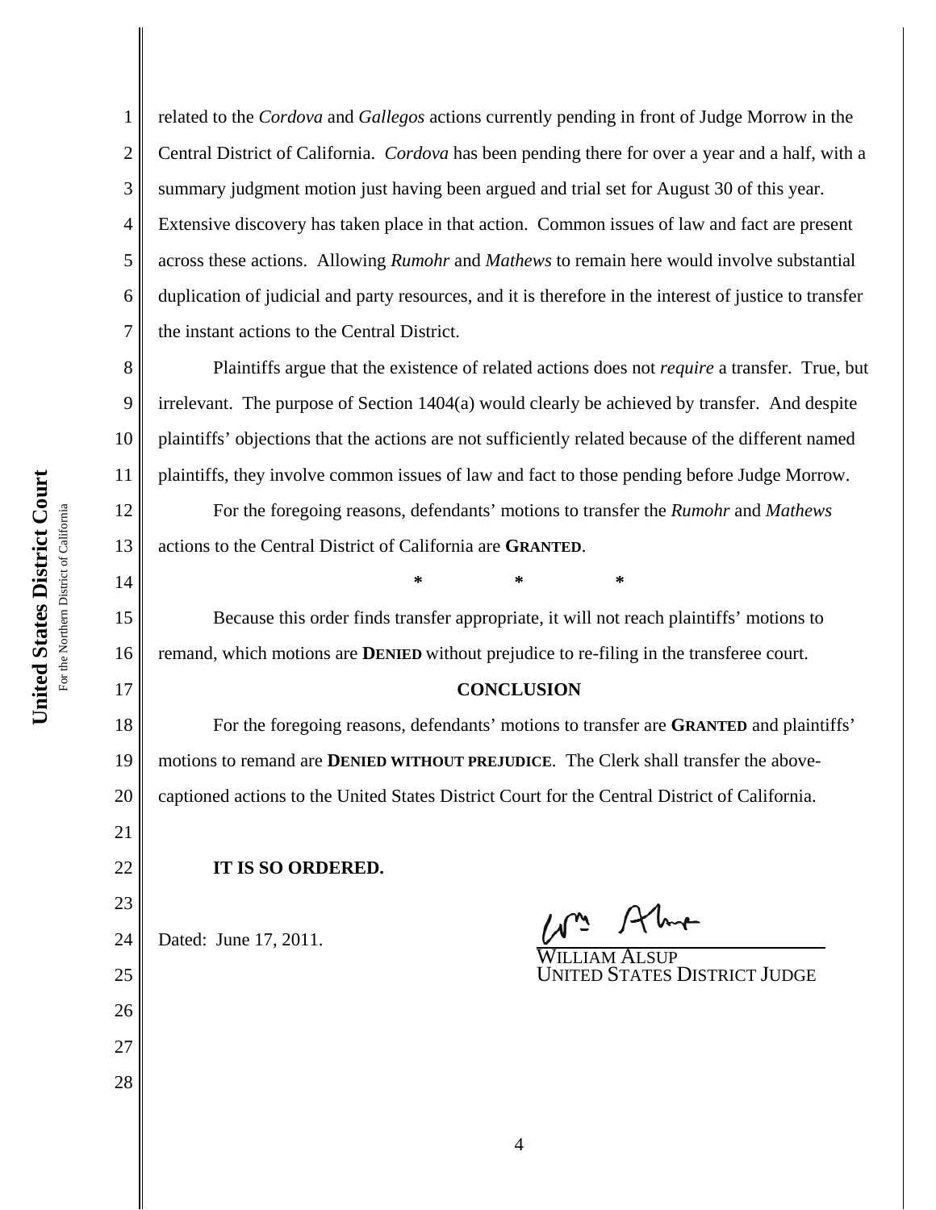related to the *Cordova* and *Gallegos* actions currently pending in front of Judge Morrow in the Central District of California. *Cordova* has been pending there for over a year and a half, with a summary judgment motion just having been argued and trial set for August 30 of this year. Extensive discovery has taken place in that action. Common issues of law and fact are present across these actions. Allowing *Rumohr* and *Mathews* to remain here would involve substantial duplication of judicial and party resources, and it is therefore in the interest of justice to transfer the instant actions to the Central District.

Plaintiffs argue that the existence of related actions does not *require* a transfer. True, but irrelevant. The purpose of Section 1404(a) would clearly be achieved by transfer. And despite plaintiffs' objections that the actions are not sufficiently related because of the different named plaintiffs, they involve common issues of law and fact to those pending before Judge Morrow.

For the foregoing reasons, defendants' motions to transfer the *Rumohr* and *Mathews* actions to the Central District of California are **GRANTED**.

\* \* \*

Because this order finds transfer appropriate, it will not reach plaintiffs' motions to remand, which motions are **DENIED** without prejudice to re-filing in the transferee court.

**CONCLUSION**

For the foregoing reasons, defendants' motions to transfer are **GRANTED** and plaintiffs' motions to remand are **DENIED WITHOUT PREJUDICE**. The Clerk shall transfer the above-captioned actions to the United States District Court for the Central District of California.

**IT IS SO ORDERED.**

Dated: June 17, 2011.

WILLIAM ALSUP
UNITED STATES DISTRICT JUDGE